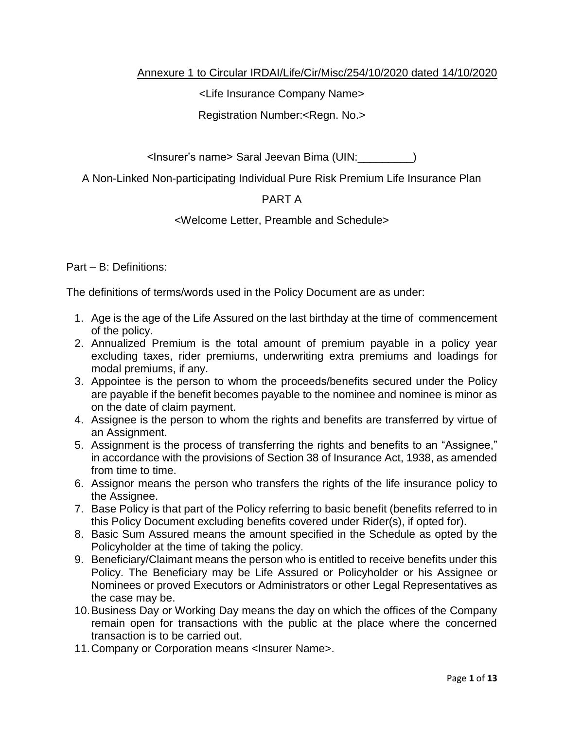Annexure 1 to Circular IRDAI/Life/Cir/Misc/254/10/2020 dated 14/10/2020

<Life Insurance Company Name>

Registration Number:<Regn. No.>

<Insurer's name> Saral Jeevan Bima (UIN:_________)

A Non-Linked Non-participating Individual Pure Risk Premium Life Insurance Plan

PART A

<Welcome Letter, Preamble and Schedule>

Part – B: Definitions:

The definitions of terms/words used in the Policy Document are as under:

1. Age is the age of the Life Assured on the last birthday at the time of commencement of the policy.
2. Annualized Premium is the total amount of premium payable in a policy year excluding taxes, rider premiums, underwriting extra premiums and loadings for modal premiums, if any.
3. Appointee is the person to whom the proceeds/benefits secured under the Policy are payable if the benefit becomes payable to the nominee and nominee is minor as on the date of claim payment.
4. Assignee is the person to whom the rights and benefits are transferred by virtue of an Assignment.
5. Assignment is the process of transferring the rights and benefits to an "Assignee," in accordance with the provisions of Section 38 of Insurance Act, 1938, as amended from time to time.
6. Assignor means the person who transfers the rights of the life insurance policy to the Assignee.
7. Base Policy is that part of the Policy referring to basic benefit (benefits referred to in this Policy Document excluding benefits covered under Rider(s), if opted for).
8. Basic Sum Assured means the amount specified in the Schedule as opted by the Policyholder at the time of taking the policy.
9. Beneficiary/Claimant means the person who is entitled to receive benefits under this Policy. The Beneficiary may be Life Assured or Policyholder or his Assignee or Nominees or proved Executors or Administrators or other Legal Representatives as the case may be.
10. Business Day or Working Day means the day on which the offices of the Company remain open for transactions with the public at the place where the concerned transaction is to be carried out.
11. Company or Corporation means <Insurer Name>.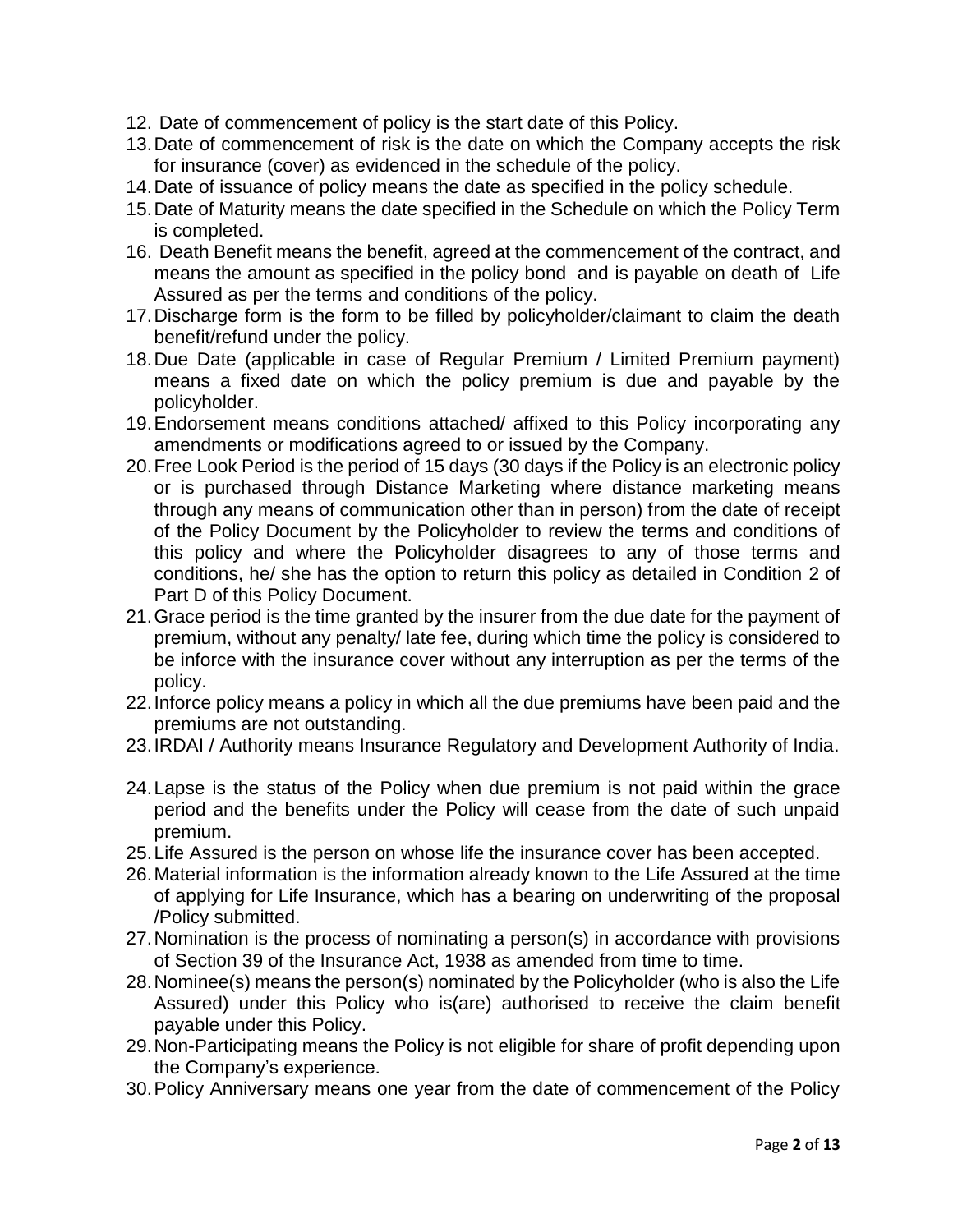12. Date of commencement of policy is the start date of this Policy.
13. Date of commencement of risk is the date on which the Company accepts the risk for insurance (cover) as evidenced in the schedule of the policy.
14. Date of issuance of policy means the date as specified in the policy schedule.
15. Date of Maturity means the date specified in the Schedule on which the Policy Term is completed.
16. Death Benefit means the benefit, agreed at the commencement of the contract, and means the amount as specified in the policy bond and is payable on death of Life Assured as per the terms and conditions of the policy.
17. Discharge form is the form to be filled by policyholder/claimant to claim the death benefit/refund under the policy.
18. Due Date (applicable in case of Regular Premium / Limited Premium payment) means a fixed date on which the policy premium is due and payable by the policyholder.
19. Endorsement means conditions attached/ affixed to this Policy incorporating any amendments or modifications agreed to or issued by the Company.
20. Free Look Period is the period of 15 days (30 days if the Policy is an electronic policy or is purchased through Distance Marketing where distance marketing means through any means of communication other than in person) from the date of receipt of the Policy Document by the Policyholder to review the terms and conditions of this policy and where the Policyholder disagrees to any of those terms and conditions, he/ she has the option to return this policy as detailed in Condition 2 of Part D of this Policy Document.
21. Grace period is the time granted by the insurer from the due date for the payment of premium, without any penalty/ late fee, during which time the policy is considered to be inforce with the insurance cover without any interruption as per the terms of the policy.
22. Inforce policy means a policy in which all the due premiums have been paid and the premiums are not outstanding.
23. IRDAI / Authority means Insurance Regulatory and Development Authority of India.
24. Lapse is the status of the Policy when due premium is not paid within the grace period and the benefits under the Policy will cease from the date of such unpaid premium.
25. Life Assured is the person on whose life the insurance cover has been accepted.
26. Material information is the information already known to the Life Assured at the time of applying for Life Insurance, which has a bearing on underwriting of the proposal /Policy submitted.
27. Nomination is the process of nominating a person(s) in accordance with provisions of Section 39 of the Insurance Act, 1938 as amended from time to time.
28. Nominee(s) means the person(s) nominated by the Policyholder (who is also the Life Assured) under this Policy who is(are) authorised to receive the claim benefit payable under this Policy.
29. Non-Participating means the Policy is not eligible for share of profit depending upon the Company's experience.
30. Policy Anniversary means one year from the date of commencement of the Policy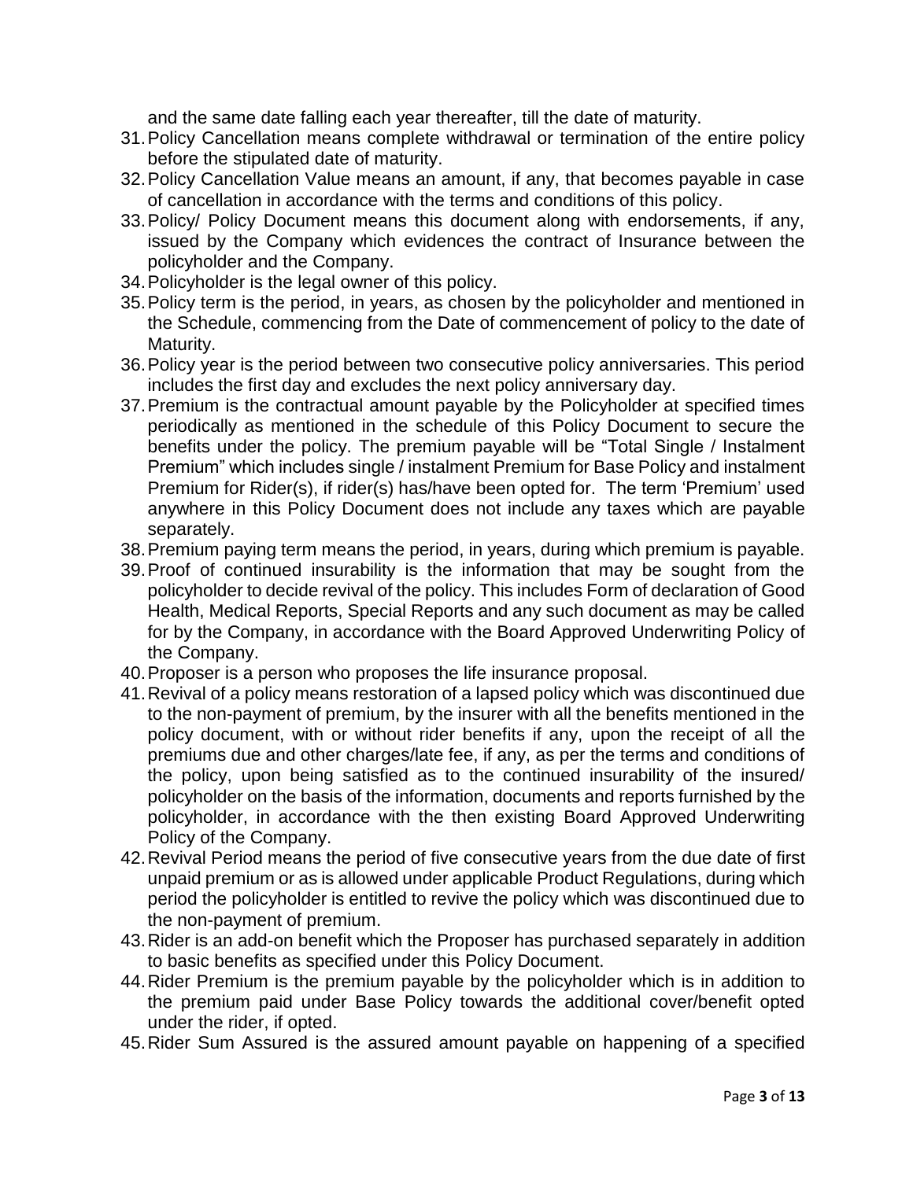and the same date falling each year thereafter, till the date of maturity.

31. Policy Cancellation means complete withdrawal or termination of the entire policy before the stipulated date of maturity.
32. Policy Cancellation Value means an amount, if any, that becomes payable in case of cancellation in accordance with the terms and conditions of this policy.
33. Policy/ Policy Document means this document along with endorsements, if any, issued by the Company which evidences the contract of Insurance between the policyholder and the Company.
34. Policyholder is the legal owner of this policy.
35. Policy term is the period, in years, as chosen by the policyholder and mentioned in the Schedule, commencing from the Date of commencement of policy to the date of Maturity.
36. Policy year is the period between two consecutive policy anniversaries. This period includes the first day and excludes the next policy anniversary day.
37. Premium is the contractual amount payable by the Policyholder at specified times periodically as mentioned in the schedule of this Policy Document to secure the benefits under the policy. The premium payable will be "Total Single / Instalment Premium" which includes single / instalment Premium for Base Policy and instalment Premium for Rider(s), if rider(s) has/have been opted for. The term 'Premium' used anywhere in this Policy Document does not include any taxes which are payable separately.
38. Premium paying term means the period, in years, during which premium is payable.
39. Proof of continued insurability is the information that may be sought from the policyholder to decide revival of the policy. This includes Form of declaration of Good Health, Medical Reports, Special Reports and any such document as may be called for by the Company, in accordance with the Board Approved Underwriting Policy of the Company.
40. Proposer is a person who proposes the life insurance proposal.
41. Revival of a policy means restoration of a lapsed policy which was discontinued due to the non-payment of premium, by the insurer with all the benefits mentioned in the policy document, with or without rider benefits if any, upon the receipt of all the premiums due and other charges/late fee, if any, as per the terms and conditions of the policy, upon being satisfied as to the continued insurability of the insured/ policyholder on the basis of the information, documents and reports furnished by the policyholder, in accordance with the then existing Board Approved Underwriting Policy of the Company.
42. Revival Period means the period of five consecutive years from the due date of first unpaid premium or as is allowed under applicable Product Regulations, during which period the policyholder is entitled to revive the policy which was discontinued due to the non-payment of premium.
43. Rider is an add-on benefit which the Proposer has purchased separately in addition to basic benefits as specified under this Policy Document.
44. Rider Premium is the premium payable by the policyholder which is in addition to the premium paid under Base Policy towards the additional cover/benefit opted under the rider, if opted.
45. Rider Sum Assured is the assured amount payable on happening of a specified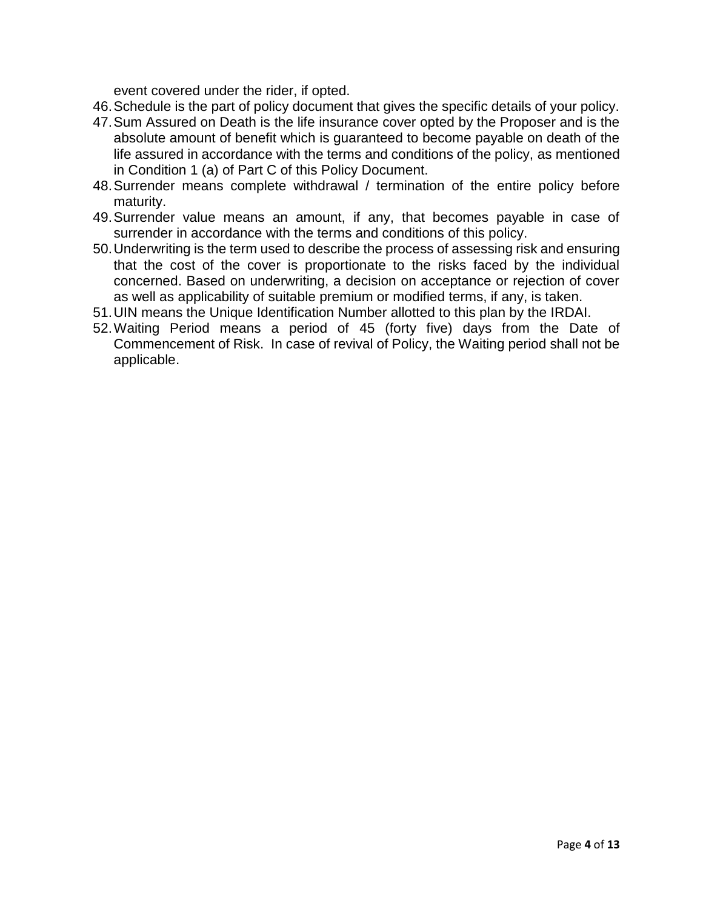event covered under the rider, if opted.

46. Schedule is the part of policy document that gives the specific details of your policy.
47. Sum Assured on Death is the life insurance cover opted by the Proposer and is the absolute amount of benefit which is guaranteed to become payable on death of the life assured in accordance with the terms and conditions of the policy, as mentioned in Condition 1 (a) of Part C of this Policy Document.
48. Surrender means complete withdrawal / termination of the entire policy before maturity.
49. Surrender value means an amount, if any, that becomes payable in case of surrender in accordance with the terms and conditions of this policy.
50. Underwriting is the term used to describe the process of assessing risk and ensuring that the cost of the cover is proportionate to the risks faced by the individual concerned. Based on underwriting, a decision on acceptance or rejection of cover as well as applicability of suitable premium or modified terms, if any, is taken.
51. UIN means the Unique Identification Number allotted to this plan by the IRDAI.
52. Waiting Period means a period of 45 (forty five) days from the Date of Commencement of Risk. In case of revival of Policy, the Waiting period shall not be applicable.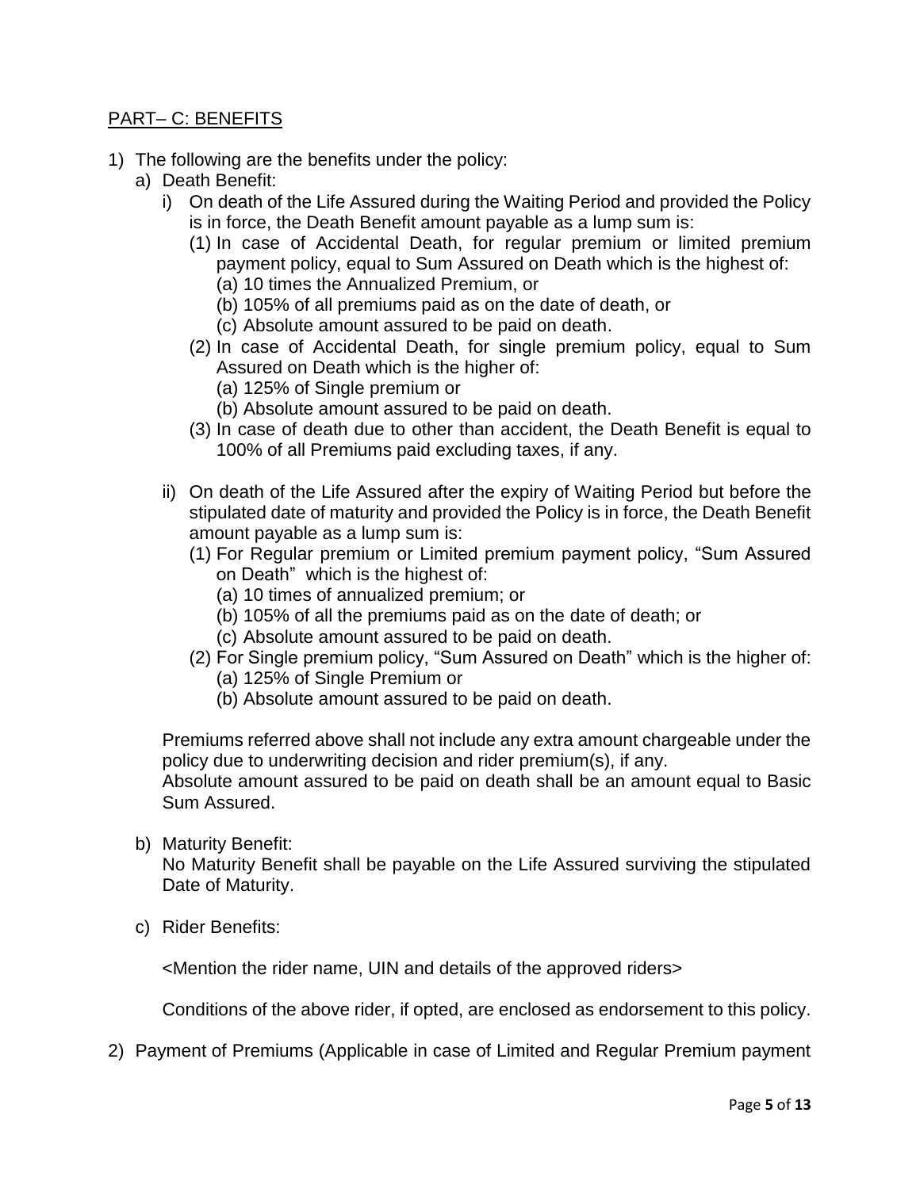## PART– C: BENEFITS

1) The following are the benefits under the policy:
   a) Death Benefit:
      i) On death of the Life Assured during the Waiting Period and provided the Policy is in force, the Death Benefit amount payable as a lump sum is:
         (1) In case of Accidental Death, for regular premium or limited premium payment policy, equal to Sum Assured on Death which is the highest of:
            (a) 10 times the Annualized Premium, or
            (b) 105% of all premiums paid as on the date of death, or
            (c) Absolute amount assured to be paid on death.
         (2) In case of Accidental Death, for single premium policy, equal to Sum Assured on Death which is the higher of:
            (a) 125% of Single premium or
            (b) Absolute amount assured to be paid on death.
         (3) In case of death due to other than accident, the Death Benefit is equal to 100% of all Premiums paid excluding taxes, if any.

      ii) On death of the Life Assured after the expiry of Waiting Period but before the stipulated date of maturity and provided the Policy is in force, the Death Benefit amount payable as a lump sum is:
         (1) For Regular premium or Limited premium payment policy, "Sum Assured on Death" which is the highest of:
            (a) 10 times of annualized premium; or
            (b) 105% of all the premiums paid as on the date of death; or
            (c) Absolute amount assured to be paid on death.
         (2) For Single premium policy, "Sum Assured on Death" which is the higher of:
            (a) 125% of Single Premium or
            (b) Absolute amount assured to be paid on death.

      Premiums referred above shall not include any extra amount chargeable under the policy due to underwriting decision and rider premium(s), if any.
      Absolute amount assured to be paid on death shall be an amount equal to Basic Sum Assured.

   b) Maturity Benefit:
      No Maturity Benefit shall be payable on the Life Assured surviving the stipulated Date of Maturity.

   c) Rider Benefits:

      <Mention the rider name, UIN and details of the approved riders>

      Conditions of the above rider, if opted, are enclosed as endorsement to this policy.

2) Payment of Premiums (Applicable in case of Limited and Regular Premium payment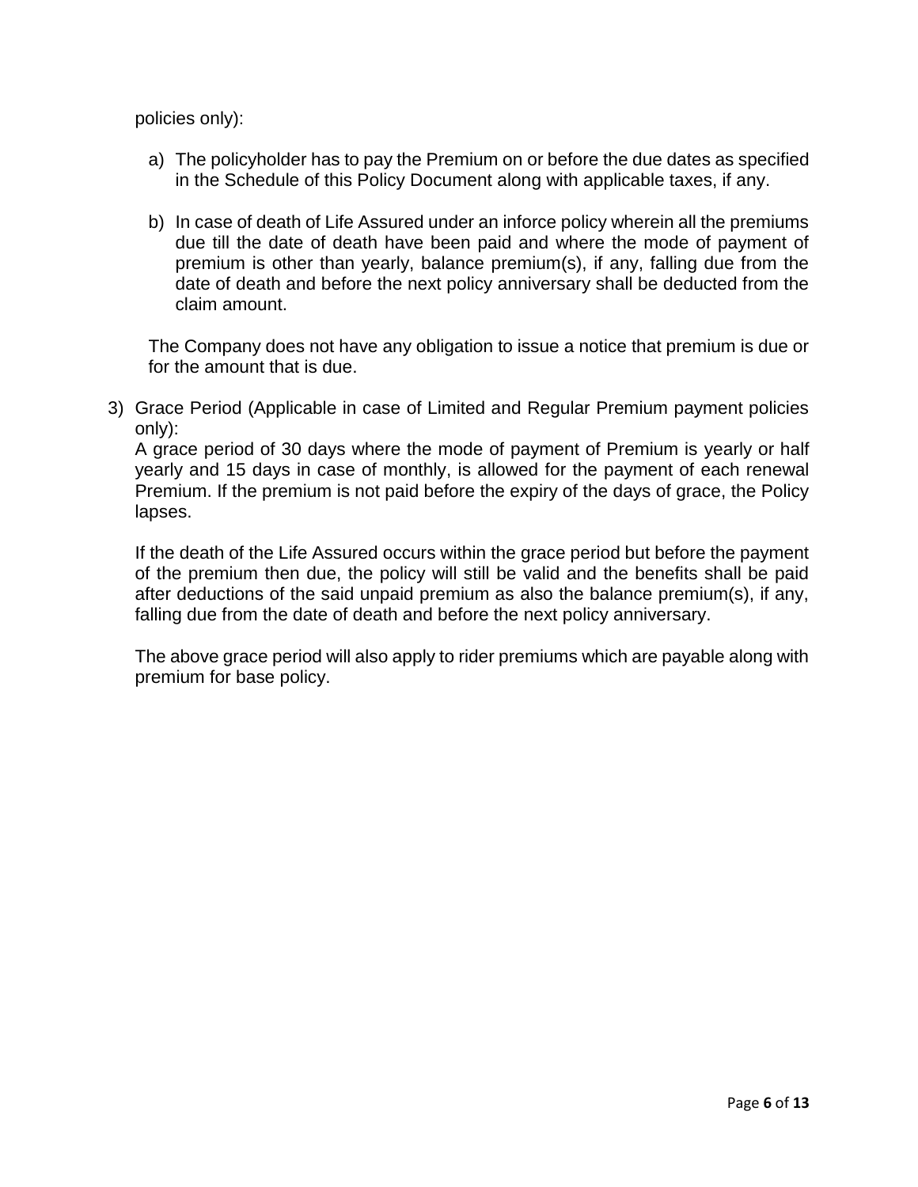policies only):

a) The policyholder has to pay the Premium on or before the due dates as specified in the Schedule of this Policy Document along with applicable taxes, if any.

b) In case of death of Life Assured under an inforce policy wherein all the premiums due till the date of death have been paid and where the mode of payment of premium is other than yearly, balance premium(s), if any, falling due from the date of death and before the next policy anniversary shall be deducted from the claim amount.

The Company does not have any obligation to issue a notice that premium is due or for the amount that is due.

3) Grace Period (Applicable in case of Limited and Regular Premium payment policies only):
A grace period of 30 days where the mode of payment of Premium is yearly or half yearly and 15 days in case of monthly, is allowed for the payment of each renewal Premium. If the premium is not paid before the expiry of the days of grace, the Policy lapses.

If the death of the Life Assured occurs within the grace period but before the payment of the premium then due, the policy will still be valid and the benefits shall be paid after deductions of the said unpaid premium as also the balance premium(s), if any, falling due from the date of death and before the next policy anniversary.

The above grace period will also apply to rider premiums which are payable along with premium for base policy.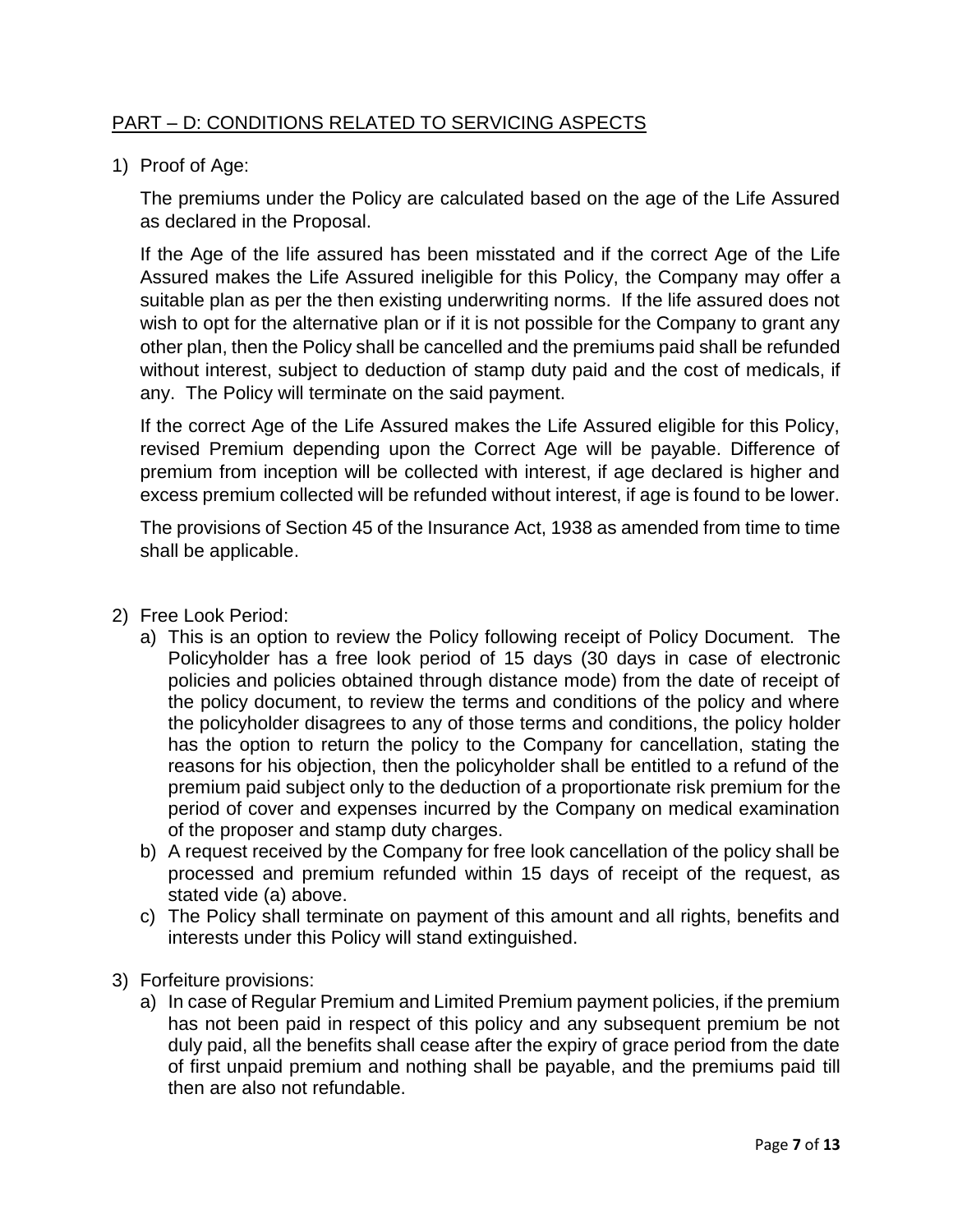## PART – D: CONDITIONS RELATED TO SERVICING ASPECTS

1) Proof of Age:

   The premiums under the Policy are calculated based on the age of the Life Assured as declared in the Proposal.

   If the Age of the life assured has been misstated and if the correct Age of the Life Assured makes the Life Assured ineligible for this Policy, the Company may offer a suitable plan as per the then existing underwriting norms. If the life assured does not wish to opt for the alternative plan or if it is not possible for the Company to grant any other plan, then the Policy shall be cancelled and the premiums paid shall be refunded without interest, subject to deduction of stamp duty paid and the cost of medicals, if any. The Policy will terminate on the said payment.

   If the correct Age of the Life Assured makes the Life Assured eligible for this Policy, revised Premium depending upon the Correct Age will be payable. Difference of premium from inception will be collected with interest, if age declared is higher and excess premium collected will be refunded without interest, if age is found to be lower.

   The provisions of Section 45 of the Insurance Act, 1938 as amended from time to time shall be applicable.

2) Free Look Period:
   a) This is an option to review the Policy following receipt of Policy Document. The Policyholder has a free look period of 15 days (30 days in case of electronic policies and policies obtained through distance mode) from the date of receipt of the policy document, to review the terms and conditions of the policy and where the policyholder disagrees to any of those terms and conditions, the policy holder has the option to return the policy to the Company for cancellation, stating the reasons for his objection, then the policyholder shall be entitled to a refund of the premium paid subject only to the deduction of a proportionate risk premium for the period of cover and expenses incurred by the Company on medical examination of the proposer and stamp duty charges.
   b) A request received by the Company for free look cancellation of the policy shall be processed and premium refunded within 15 days of receipt of the request, as stated vide (a) above.
   c) The Policy shall terminate on payment of this amount and all rights, benefits and interests under this Policy will stand extinguished.

3) Forfeiture provisions:
   a) In case of Regular Premium and Limited Premium payment policies, if the premium has not been paid in respect of this policy and any subsequent premium be not duly paid, all the benefits shall cease after the expiry of grace period from the date of first unpaid premium and nothing shall be payable, and the premiums paid till then are also not refundable.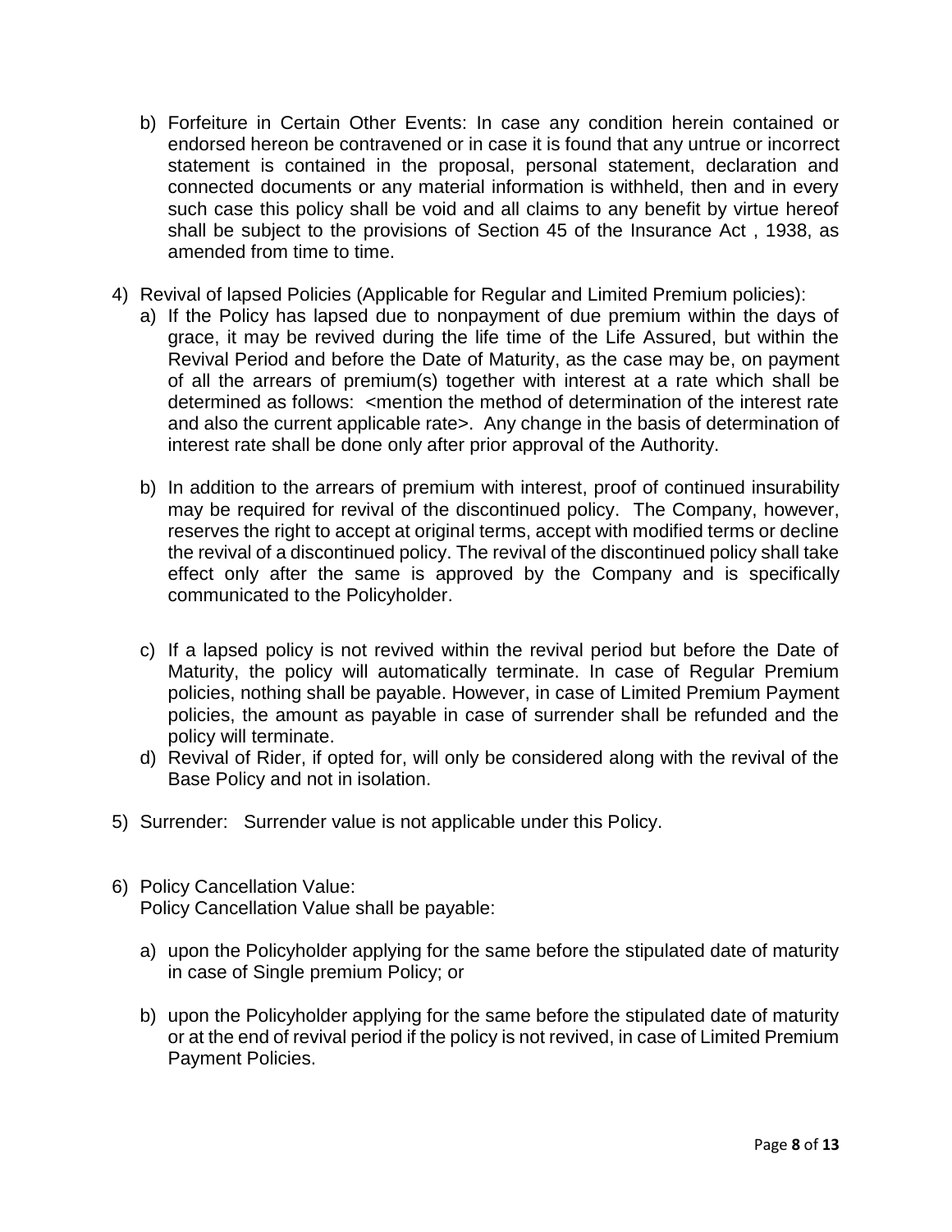b) Forfeiture in Certain Other Events: In case any condition herein contained or endorsed hereon be contravened or in case it is found that any untrue or incorrect statement is contained in the proposal, personal statement, declaration and connected documents or any material information is withheld, then and in every such case this policy shall be void and all claims to any benefit by virtue hereof shall be subject to the provisions of Section 45 of the Insurance Act , 1938, as amended from time to time.

4) Revival of lapsed Policies (Applicable for Regular and Limited Premium policies):

   a) If the Policy has lapsed due to nonpayment of due premium within the days of grace, it may be revived during the life time of the Life Assured, but within the Revival Period and before the Date of Maturity, as the case may be, on payment of all the arrears of premium(s) together with interest at a rate which shall be determined as follows: <mention the method of determination of the interest rate and also the current applicable rate>. Any change in the basis of determination of interest rate shall be done only after prior approval of the Authority.

   b) In addition to the arrears of premium with interest, proof of continued insurability may be required for revival of the discontinued policy. The Company, however, reserves the right to accept at original terms, accept with modified terms or decline the revival of a discontinued policy. The revival of the discontinued policy shall take effect only after the same is approved by the Company and is specifically communicated to the Policyholder.

   c) If a lapsed policy is not revived within the revival period but before the Date of Maturity, the policy will automatically terminate. In case of Regular Premium policies, nothing shall be payable. However, in case of Limited Premium Payment policies, the amount as payable in case of surrender shall be refunded and the policy will terminate.

   d) Revival of Rider, if opted for, will only be considered along with the revival of the Base Policy and not in isolation.

5) Surrender: Surrender value is not applicable under this Policy.

6) Policy Cancellation Value:
   Policy Cancellation Value shall be payable:

   a) upon the Policyholder applying for the same before the stipulated date of maturity in case of Single premium Policy; or

   b) upon the Policyholder applying for the same before the stipulated date of maturity or at the end of revival period if the policy is not revived, in case of Limited Premium Payment Policies.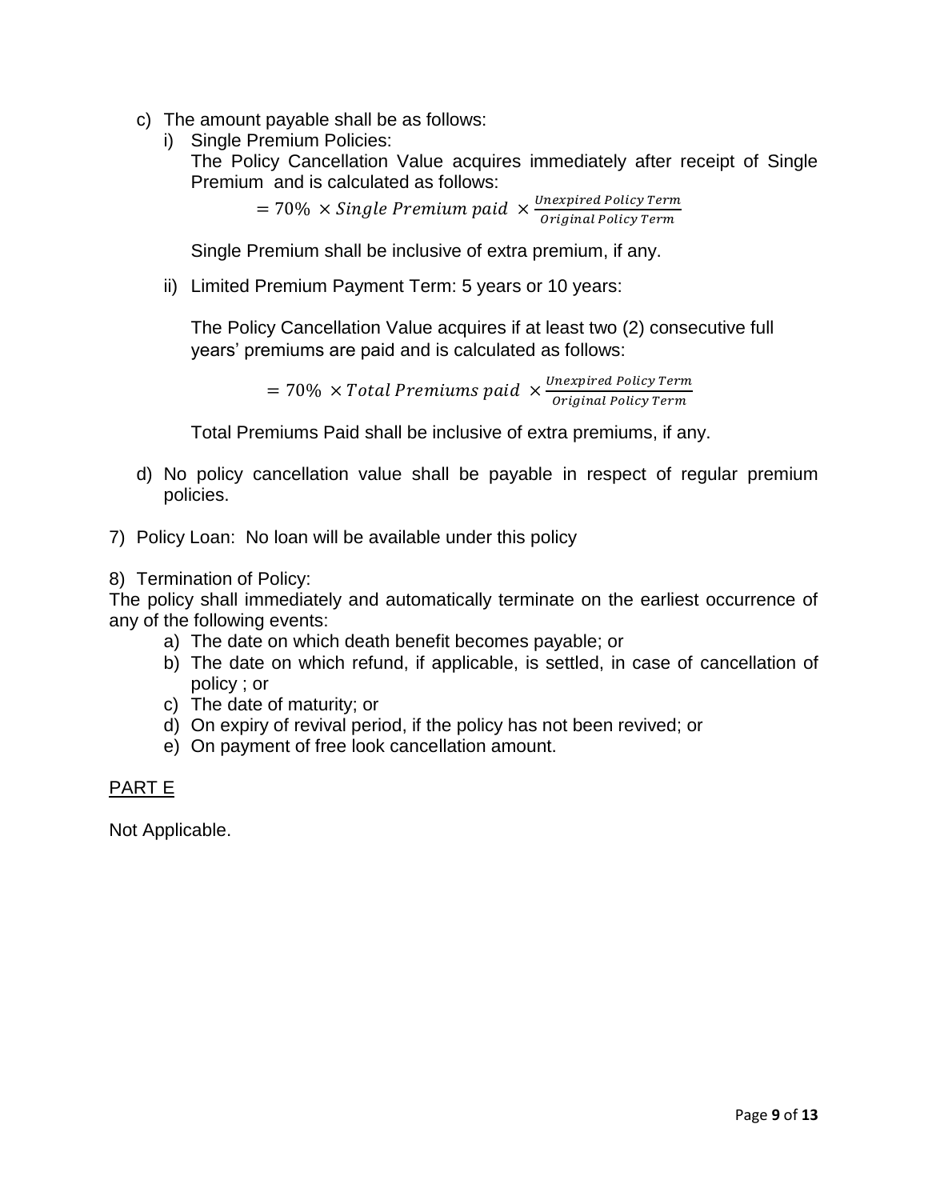c) The amount payable shall be as follows:
   i) Single Premium Policies:
   The Policy Cancellation Value acquires immediately after receipt of Single Premium and is calculated as follows:

   $$= 70\% \times Single\ Premium\ paid \times \frac{Unexpired\ Policy\ Term}{Original\ Policy\ Term}$$

   Single Premium shall be inclusive of extra premium, if any.

   ii) Limited Premium Payment Term: 5 years or 10 years:

   The Policy Cancellation Value acquires if at least two (2) consecutive full years' premiums are paid and is calculated as follows:

   $$= 70\% \times Total\ Premiums\ paid \times \frac{Unexpired\ Policy\ Term}{Original\ Policy\ Term}$$

   Total Premiums Paid shall be inclusive of extra premiums, if any.

d) No policy cancellation value shall be payable in respect of regular premium policies.

7) Policy Loan: No loan will be available under this policy

8) Termination of Policy:

The policy shall immediately and automatically terminate on the earliest occurrence of any of the following events:

a) The date on which death benefit becomes payable; or
b) The date on which refund, if applicable, is settled, in case of cancellation of policy ; or
c) The date of maturity; or
d) On expiry of revival period, if the policy has not been revived; or
e) On payment of free look cancellation amount.

<u>PART E</u>

Not Applicable.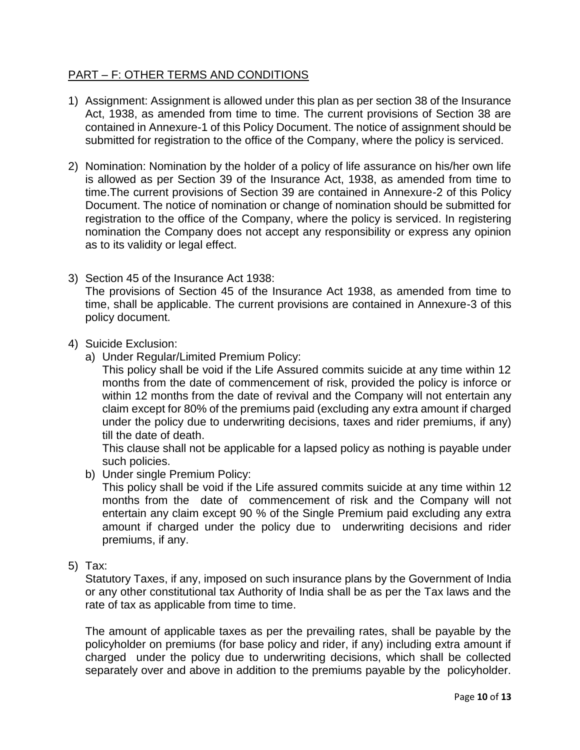## PART – F: OTHER TERMS AND CONDITIONS

1) Assignment: Assignment is allowed under this plan as per section 38 of the Insurance Act, 1938, as amended from time to time. The current provisions of Section 38 are contained in Annexure-1 of this Policy Document. The notice of assignment should be submitted for registration to the office of the Company, where the policy is serviced.

2) Nomination: Nomination by the holder of a policy of life assurance on his/her own life is allowed as per Section 39 of the Insurance Act, 1938, as amended from time to time.The current provisions of Section 39 are contained in Annexure-2 of this Policy Document. The notice of nomination or change of nomination should be submitted for registration to the office of the Company, where the policy is serviced. In registering nomination the Company does not accept any responsibility or express any opinion as to its validity or legal effect.

3) Section 45 of the Insurance Act 1938:
   The provisions of Section 45 of the Insurance Act 1938, as amended from time to time, shall be applicable. The current provisions are contained in Annexure-3 of this policy document.

4) Suicide Exclusion:
   a) Under Regular/Limited Premium Policy:
      This policy shall be void if the Life Assured commits suicide at any time within 12 months from the date of commencement of risk, provided the policy is inforce or within 12 months from the date of revival and the Company will not entertain any claim except for 80% of the premiums paid (excluding any extra amount if charged under the policy due to underwriting decisions, taxes and rider premiums, if any) till the date of death.
      This clause shall not be applicable for a lapsed policy as nothing is payable under such policies.
   b) Under single Premium Policy:
      This policy shall be void if the Life assured commits suicide at any time within 12 months from the date of commencement of risk and the Company will not entertain any claim except 90 % of the Single Premium paid excluding any extra amount if charged under the policy due to underwriting decisions and rider premiums, if any.

5) Tax:
   Statutory Taxes, if any, imposed on such insurance plans by the Government of India or any other constitutional tax Authority of India shall be as per the Tax laws and the rate of tax as applicable from time to time.

   The amount of applicable taxes as per the prevailing rates, shall be payable by the policyholder on premiums (for base policy and rider, if any) including extra amount if charged under the policy due to underwriting decisions, which shall be collected separately over and above in addition to the premiums payable by the policyholder.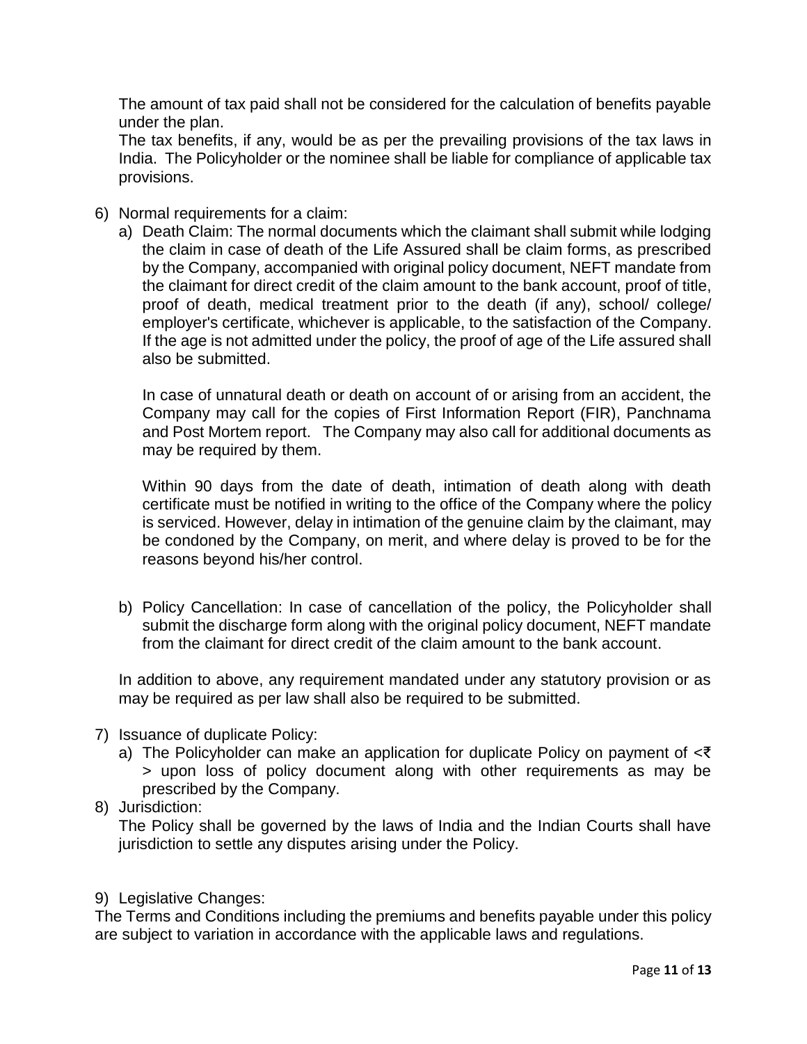The amount of tax paid shall not be considered for the calculation of benefits payable under the plan.

The tax benefits, if any, would be as per the prevailing provisions of the tax laws in India. The Policyholder or the nominee shall be liable for compliance of applicable tax provisions.

6) Normal requirements for a claim:

   a) Death Claim: The normal documents which the claimant shall submit while lodging the claim in case of death of the Life Assured shall be claim forms, as prescribed by the Company, accompanied with original policy document, NEFT mandate from the claimant for direct credit of the claim amount to the bank account, proof of title, proof of death, medical treatment prior to the death (if any), school/ college/ employer's certificate, whichever is applicable, to the satisfaction of the Company. If the age is not admitted under the policy, the proof of age of the Life assured shall also be submitted.

      In case of unnatural death or death on account of or arising from an accident, the Company may call for the copies of First Information Report (FIR), Panchnama and Post Mortem report. The Company may also call for additional documents as may be required by them.

      Within 90 days from the date of death, intimation of death along with death certificate must be notified in writing to the office of the Company where the policy is serviced. However, delay in intimation of the genuine claim by the claimant, may be condoned by the Company, on merit, and where delay is proved to be for the reasons beyond his/her control.

   b) Policy Cancellation: In case of cancellation of the policy, the Policyholder shall submit the discharge form along with the original policy document, NEFT mandate from the claimant for direct credit of the claim amount to the bank account.

   In addition to above, any requirement mandated under any statutory provision or as may be required as per law shall also be required to be submitted.

7) Issuance of duplicate Policy:

   a) The Policyholder can make an application for duplicate Policy on payment of <₹ > upon loss of policy document along with other requirements as may be prescribed by the Company.

8) Jurisdiction:

   The Policy shall be governed by the laws of India and the Indian Courts shall have jurisdiction to settle any disputes arising under the Policy.

9) Legislative Changes:

The Terms and Conditions including the premiums and benefits payable under this policy are subject to variation in accordance with the applicable laws and regulations.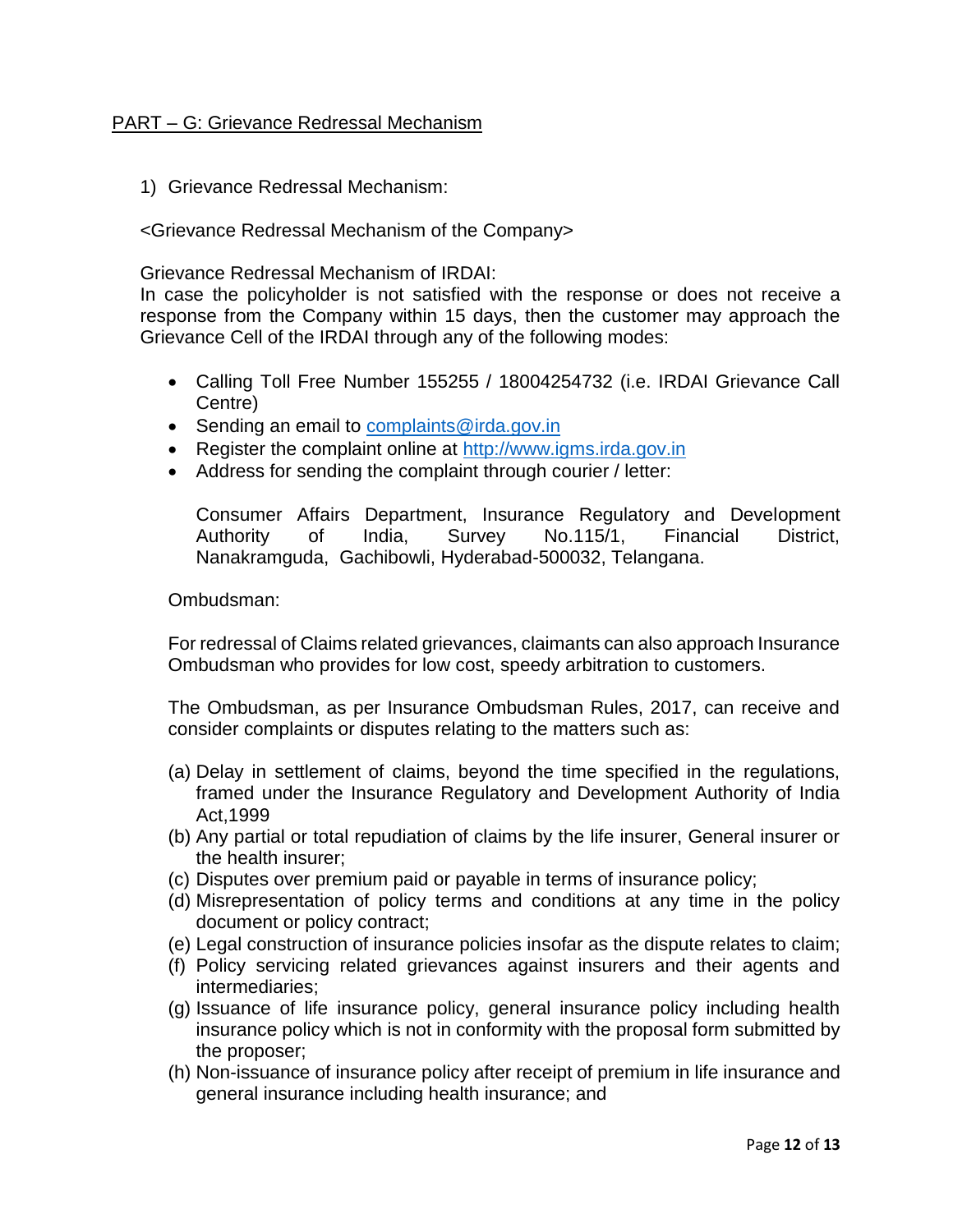## PART – G: Grievance Redressal Mechanism

1) Grievance Redressal Mechanism:

<Grievance Redressal Mechanism of the Company>

Grievance Redressal Mechanism of IRDAI:
In case the policyholder is not satisfied with the response or does not receive a response from the Company within 15 days, then the customer may approach the Grievance Cell of the IRDAI through any of the following modes:

- Calling Toll Free Number 155255 / 18004254732 (i.e. IRDAI Grievance Call Centre)
- Sending an email to complaints@irda.gov.in
- Register the complaint online at http://www.igms.irda.gov.in
- Address for sending the complaint through courier / letter:

  Consumer Affairs Department, Insurance Regulatory and Development Authority of India, Survey No.115/1, Financial District, Nanakramguda, Gachibowli, Hyderabad-500032, Telangana.

Ombudsman:

For redressal of Claims related grievances, claimants can also approach Insurance Ombudsman who provides for low cost, speedy arbitration to customers.

The Ombudsman, as per Insurance Ombudsman Rules, 2017, can receive and consider complaints or disputes relating to the matters such as:

(a) Delay in settlement of claims, beyond the time specified in the regulations, framed under the Insurance Regulatory and Development Authority of India Act,1999
(b) Any partial or total repudiation of claims by the life insurer, General insurer or the health insurer;
(c) Disputes over premium paid or payable in terms of insurance policy;
(d) Misrepresentation of policy terms and conditions at any time in the policy document or policy contract;
(e) Legal construction of insurance policies insofar as the dispute relates to claim;
(f) Policy servicing related grievances against insurers and their agents and intermediaries;
(g) Issuance of life insurance policy, general insurance policy including health insurance policy which is not in conformity with the proposal form submitted by the proposer;
(h) Non-issuance of insurance policy after receipt of premium in life insurance and general insurance including health insurance; and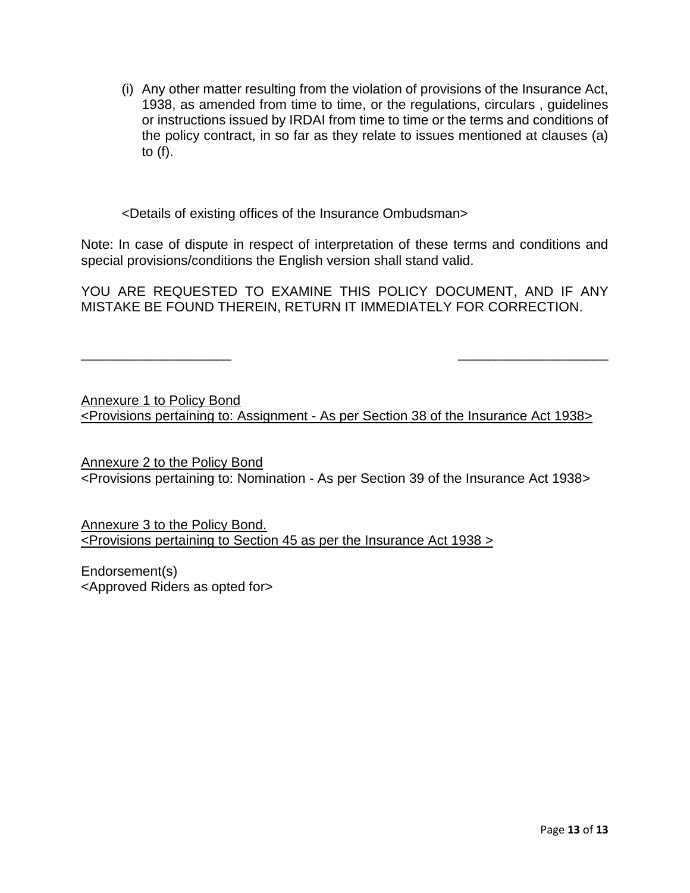(i) Any other matter resulting from the violation of provisions of the Insurance Act, 1938, as amended from time to time, or the regulations, circulars , guidelines or instructions issued by IRDAI from time to time or the terms and conditions of the policy contract, in so far as they relate to issues mentioned at clauses (a) to (f).

<Details of existing offices of the Insurance Ombudsman>

Note: In case of dispute in respect of interpretation of these terms and conditions and special provisions/conditions the English version shall stand valid.

YOU ARE REQUESTED TO EXAMINE THIS POLICY DOCUMENT, AND IF ANY MISTAKE BE FOUND THEREIN, RETURN IT IMMEDIATELY FOR CORRECTION.

____________________ ____________________

<u>Annexure 1 to Policy Bond</u>
<u><Provisions pertaining to: Assignment - As per Section 38 of the Insurance Act 1938></u>

<u>Annexure 2 to the Policy Bond</u>
<Provisions pertaining to: Nomination - As per Section 39 of the Insurance Act 1938>

<u>Annexure 3 to the Policy Bond.</u>
<u><Provisions pertaining to Section 45 as per the Insurance Act 1938 ></u>

Endorsement(s)
<Approved Riders as opted for>